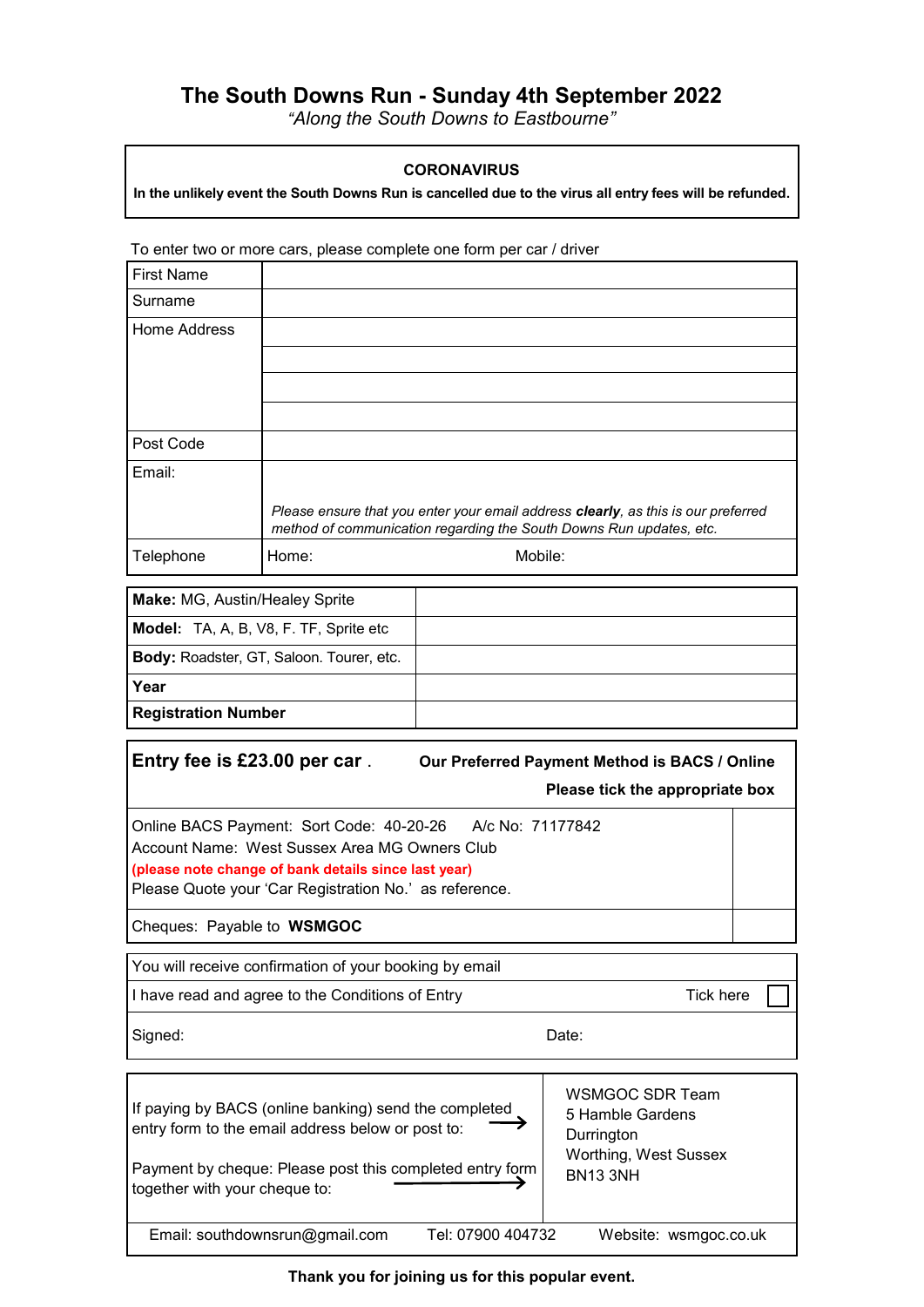# The South Downs Run - Sunday 4th September 2022

*"Along the South Downs to Eastbourne"*

**CORONAVIRUS**

**In the unlikely event the South Downs Run is cancelled due to the virus all entry fees will be refunded.**

To enter two or more cars, please complete one form per car / driver

| | |
|---|---|
| First Name | |
| Surname | |
| Home Address | |
| | |
| | |
| | |
| Post Code | |
| Email: | *Please ensure that you enter your email address **clearly**, as this is our preferred method of communication regarding the South Downs Run updates, etc.* |
| Telephone | Home: Mobile: |

| | |
|---|---|
| **Make:** MG, Austin/Healey Sprite | |
| **Model:** TA, A, B, V8, F. TF, Sprite etc | |
| **Body:** Roadster, GT, Saloon. Tourer, etc. | |
| **Year** | |
| **Registration Number** | |

**Entry fee is £23.00 per car .** **Our Preferred Payment Method is BACS / Online**

**Please tick the appropriate box**

| | |
|---|---|
| Online BACS Payment: Sort Code: 40-20-26 A/c No: 71177842<br>Account Name: West Sussex Area MG Owners Club<br>**(please note change of bank details since last year)**<br>Please Quote your 'Car Registration No.' as reference. | |
| Cheques: Payable to **WSMGOC** | |

You will receive confirmation of your booking by email

I have read and agree to the Conditions of Entry Tick here ☐

Signed: Date:

| | |
|---|---|
| If paying by BACS (online banking) send the completed entry form to the email address below or post to: →<br><br>Payment by cheque: Please post this completed entry form together with your cheque to: → | WSMGOC SDR Team<br>5 Hamble Gardens<br>Durrington<br>Worthing, West Sussex<br>BN13 3NH |

Email: southdownsrun@gmail.com Tel: 07900 404732 Website: wsmgoc.co.uk

**Thank you for joining us for this popular event.**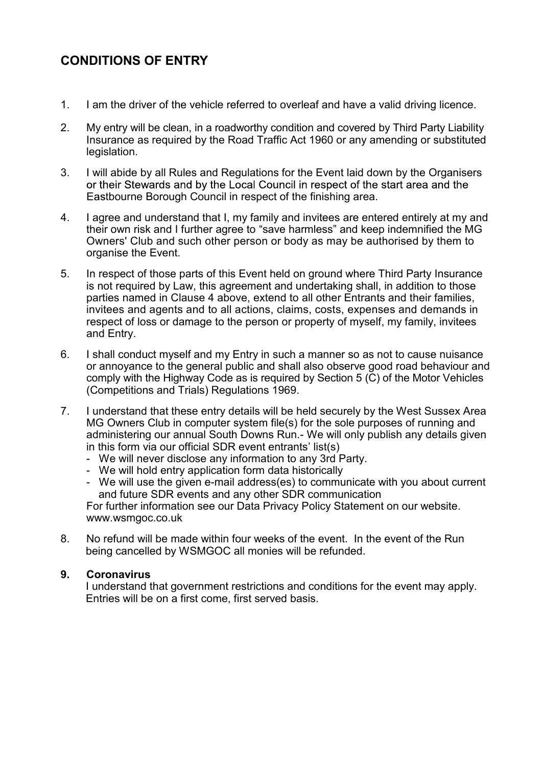## CONDITIONS OF ENTRY

1. I am the driver of the vehicle referred to overleaf and have a valid driving licence.

2. My entry will be clean, in a roadworthy condition and covered by Third Party Liability Insurance as required by the Road Traffic Act 1960 or any amending or substituted legislation.

3. I will abide by all Rules and Regulations for the Event laid down by the Organisers or their Stewards and by the Local Council in respect of the start area and the Eastbourne Borough Council in respect of the finishing area.

4. I agree and understand that I, my family and invitees are entered entirely at my and their own risk and I further agree to "save harmless" and keep indemnified the MG Owners' Club and such other person or body as may be authorised by them to organise the Event.

5. In respect of those parts of this Event held on ground where Third Party Insurance is not required by Law, this agreement and undertaking shall, in addition to those parties named in Clause 4 above, extend to all other Entrants and their families, invitees and agents and to all actions, claims, costs, expenses and demands in respect of loss or damage to the person or property of myself, my family, invitees and Entry.

6. I shall conduct myself and my Entry in such a manner so as not to cause nuisance or annoyance to the general public and shall also observe good road behaviour and comply with the Highway Code as is required by Section 5 (C) of the Motor Vehicles (Competitions and Trials) Regulations 1969.

7. I understand that these entry details will be held securely by the West Sussex Area MG Owners Club in computer system file(s) for the sole purposes of running and administering our annual South Downs Run.- We will only publish any details given in this form via our official SDR event entrants' list(s)
   - We will never disclose any information to any 3rd Party.
   - We will hold entry application form data historically
   - We will use the given e-mail address(es) to communicate with you about current and future SDR events and any other SDR communication

   For further information see our Data Privacy Policy Statement on our website. www.wsmgoc.co.uk

8. No refund will be made within four weeks of the event. In the event of the Run being cancelled by WSMGOC all monies will be refunded.

9. **Coronavirus**
   I understand that government restrictions and conditions for the event may apply. Entries will be on a first come, first served basis.